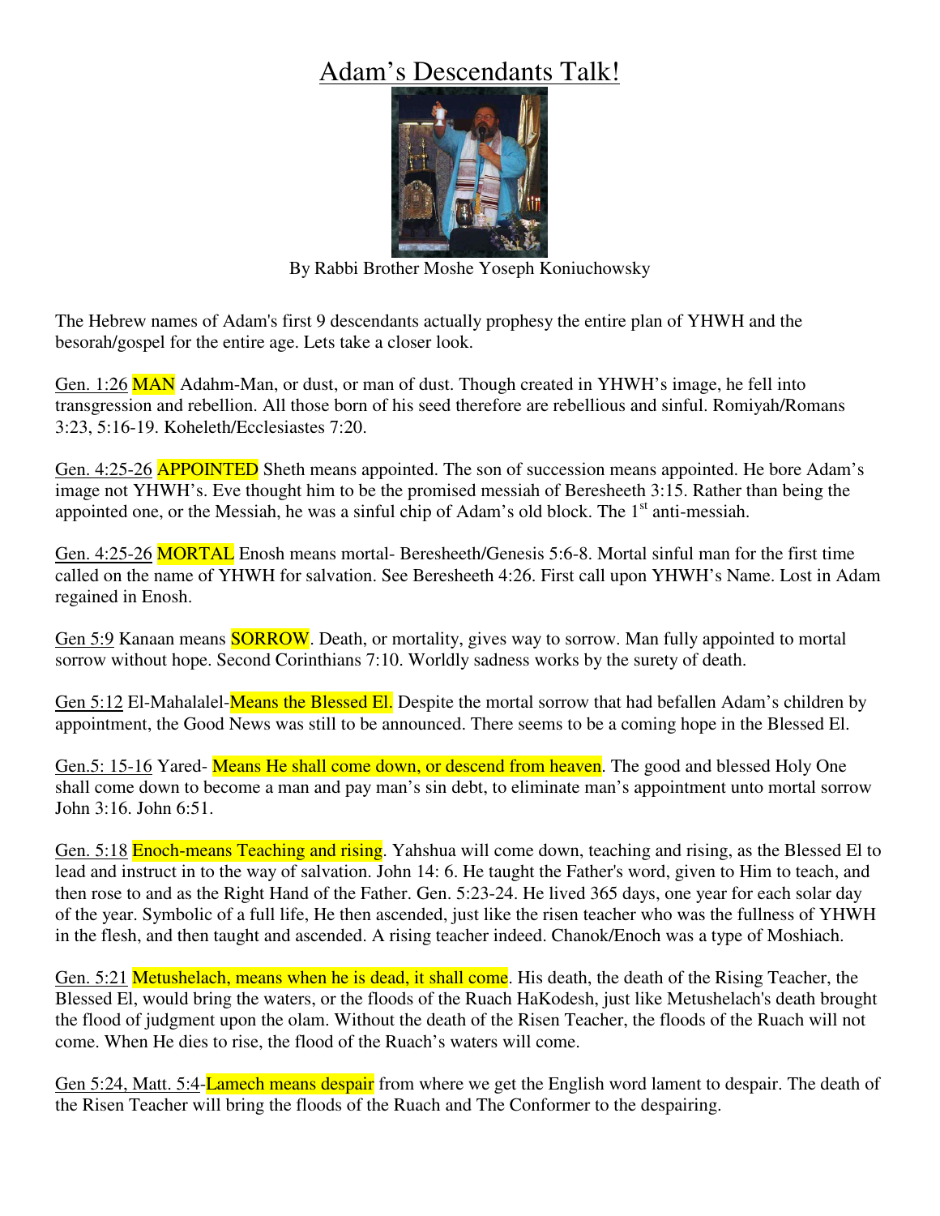# Adam's Descendants Talk!

By Rabbi Brother Moshe Yoseph Koniuchowsky

The Hebrew names of Adam's first 9 descendants actually prophesy the entire plan of YHWH and the besorah/gospel for the entire age. Lets take a closer look.

Gen. 1:26 MAN Adahm-Man, or dust, or man of dust. Though created in YHWH's image, he fell into transgression and rebellion. All those born of his seed therefore are rebellious and sinful. Romiyah/Romans 3:23, 5:16-19. Koheleth/Ecclesiastes 7:20.

Gen. 4:25-26 APPOINTED Sheth means appointed. The son of succession means appointed. He bore Adam's image not YHWH's. Eve thought him to be the promised messiah of Beresheeth 3:15. Rather than being the appointed one, or the Messiah, he was a sinful chip of Adam's old block. The 1st anti-messiah.

Gen. 4:25-26 MORTAL Enosh means mortal- Beresheeth/Genesis 5:6-8. Mortal sinful man for the first time called on the name of YHWH for salvation. See Beresheeth 4:26. First call upon YHWH's Name. Lost in Adam regained in Enosh.

Gen 5:9 Kanaan means SORROW. Death, or mortality, gives way to sorrow. Man fully appointed to mortal sorrow without hope. Second Corinthians 7:10. Worldly sadness works by the surety of death.

Gen 5:12 El-Mahalalel-Means the Blessed El. Despite the mortal sorrow that had befallen Adam's children by appointment, the Good News was still to be announced. There seems to be a coming hope in the Blessed El.

Gen.5: 15-16 Yared- Means He shall come down, or descend from heaven. The good and blessed Holy One shall come down to become a man and pay man's sin debt, to eliminate man's appointment unto mortal sorrow John 3:16. John 6:51.

Gen. 5:18 Enoch-means Teaching and rising. Yahshua will come down, teaching and rising, as the Blessed El to lead and instruct in to the way of salvation. John 14: 6. He taught the Father's word, given to Him to teach, and then rose to and as the Right Hand of the Father. Gen. 5:23-24. He lived 365 days, one year for each solar day of the year. Symbolic of a full life, He then ascended, just like the risen teacher who was the fullness of YHWH in the flesh, and then taught and ascended. A rising teacher indeed. Chanok/Enoch was a type of Moshiach.

Gen. 5:21 Metushelach, means when he is dead, it shall come. His death, the death of the Rising Teacher, the Blessed El, would bring the waters, or the floods of the Ruach HaKodesh, just like Metushelach's death brought the flood of judgment upon the olam. Without the death of the Risen Teacher, the floods of the Ruach will not come. When He dies to rise, the flood of the Ruach's waters will come.

Gen 5:24, Matt. 5:4-Lamech means despair from where we get the English word lament to despair. The death of the Risen Teacher will bring the floods of the Ruach and The Conformer to the despairing.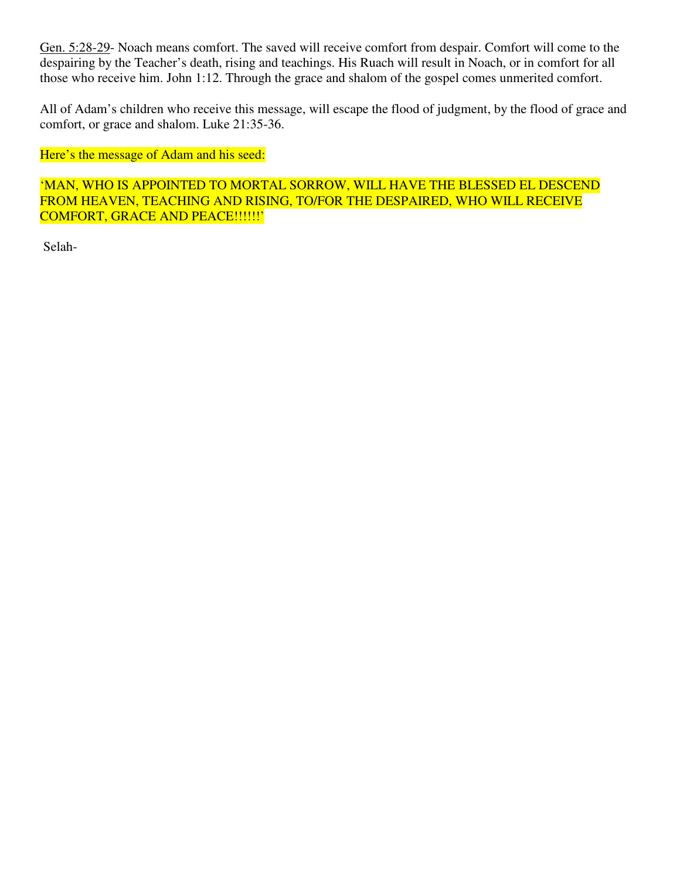Gen. 5:28-29- Noach means comfort. The saved will receive comfort from despair. Comfort will come to the despairing by the Teacher's death, rising and teachings. His Ruach will result in Noach, or in comfort for all those who receive him. John 1:12. Through the grace and shalom of the gospel comes unmerited comfort.

All of Adam's children who receive this message, will escape the flood of judgment, by the flood of grace and comfort, or grace and shalom. Luke 21:35-36.

Here's the message of Adam and his seed:

'MAN, WHO IS APPOINTED TO MORTAL SORROW, WILL HAVE THE BLESSED EL DESCEND FROM HEAVEN, TEACHING AND RISING, TO/FOR THE DESPAIRED, WHO WILL RECEIVE COMFORT, GRACE AND PEACE!!!!!!'

Selah-